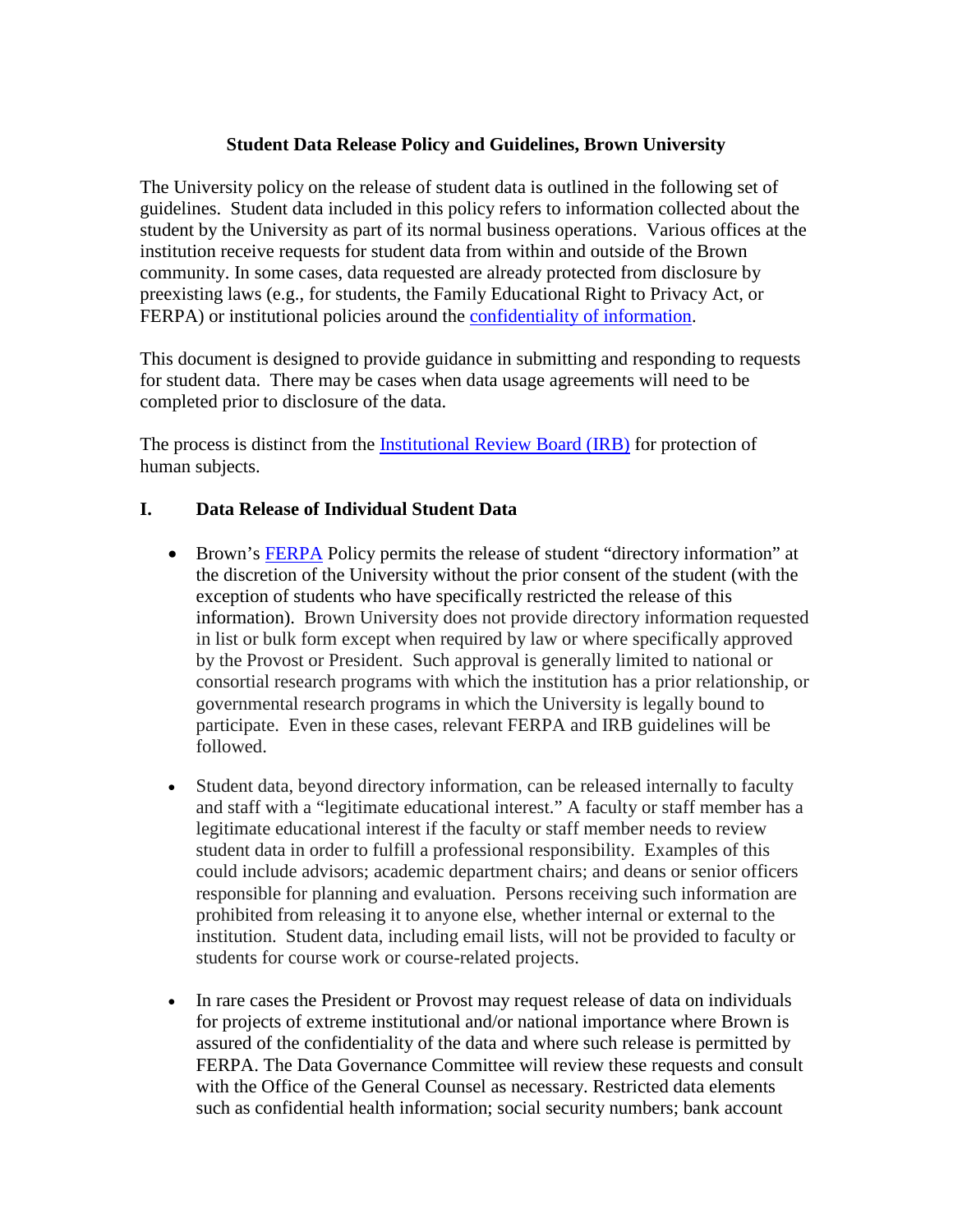# Student Data Release Policy and Guidelines, Brown University

The University policy on the release of student data is outlined in the following set of guidelines. Student data included in this policy refers to information collected about the student by the University as part of its normal business operations. Various offices at the institution receive requests for student data from within and outside of the Brown community. In some cases, data requested are already protected from disclosure by preexisting laws (e.g., for students, the Family Educational Right to Privacy Act, or FERPA) or institutional policies around the confidentiality of information.

This document is designed to provide guidance in submitting and responding to requests for student data. There may be cases when data usage agreements will need to be completed prior to disclosure of the data.

The process is distinct from the Institutional Review Board (IRB) for protection of human subjects.

## I. Data Release of Individual Student Data

- Brown's FERPA Policy permits the release of student "directory information" at the discretion of the University without the prior consent of the student (with the exception of students who have specifically restricted the release of this information). Brown University does not provide directory information requested in list or bulk form except when required by law or where specifically approved by the Provost or President. Such approval is generally limited to national or consortial research programs with which the institution has a prior relationship, or governmental research programs in which the University is legally bound to participate. Even in these cases, relevant FERPA and IRB guidelines will be followed.

- Student data, beyond directory information, can be released internally to faculty and staff with a "legitimate educational interest." A faculty or staff member has a legitimate educational interest if the faculty or staff member needs to review student data in order to fulfill a professional responsibility. Examples of this could include advisors; academic department chairs; and deans or senior officers responsible for planning and evaluation. Persons receiving such information are prohibited from releasing it to anyone else, whether internal or external to the institution. Student data, including email lists, will not be provided to faculty or students for course work or course-related projects.

- In rare cases the President or Provost may request release of data on individuals for projects of extreme institutional and/or national importance where Brown is assured of the confidentiality of the data and where such release is permitted by FERPA. The Data Governance Committee will review these requests and consult with the Office of the General Counsel as necessary. Restricted data elements such as confidential health information; social security numbers; bank account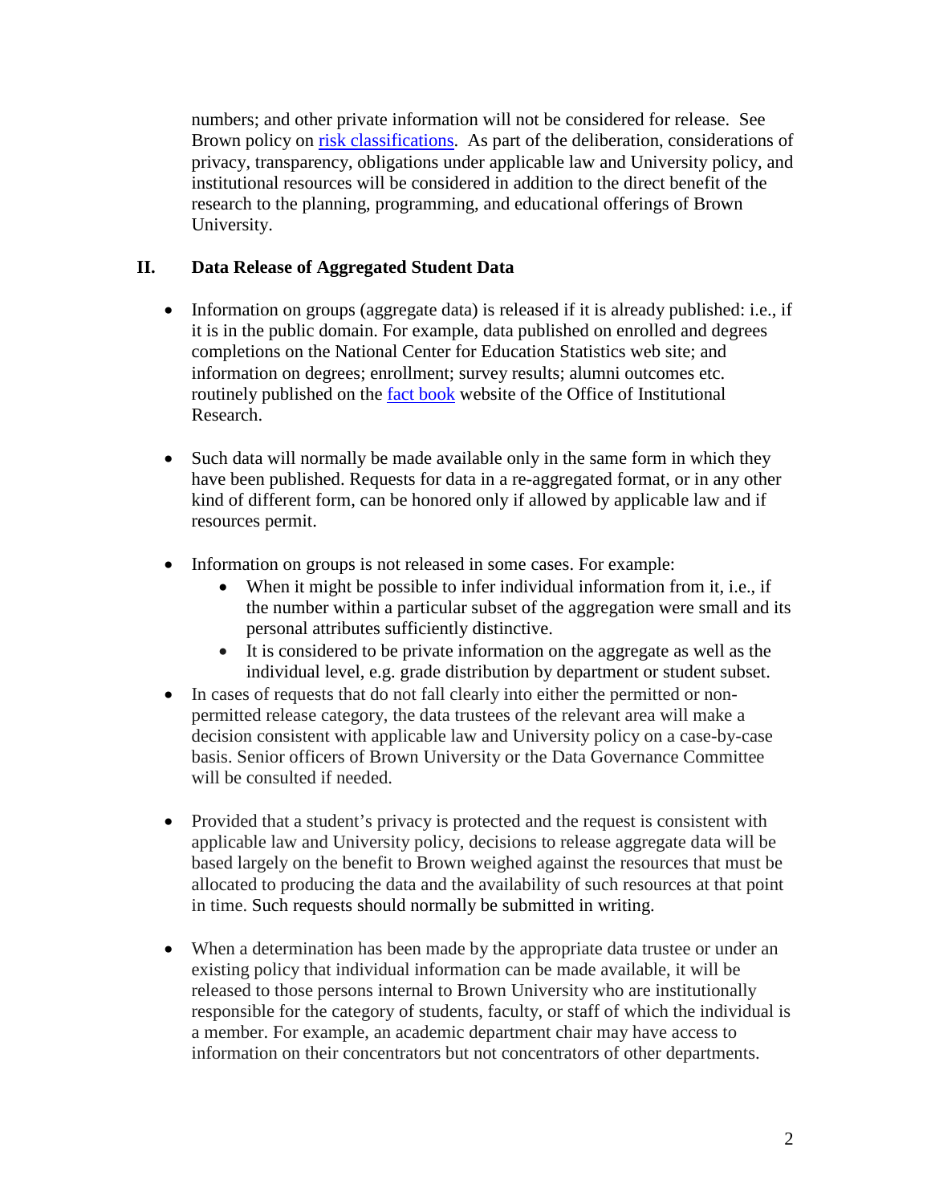numbers; and other private information will not be considered for release. See Brown policy on [risk classifications](). As part of the deliberation, considerations of privacy, transparency, obligations under applicable law and University policy, and institutional resources will be considered in addition to the direct benefit of the research to the planning, programming, and educational offerings of Brown University.

## II. Data Release of Aggregated Student Data

- Information on groups (aggregate data) is released if it is already published: i.e., if it is in the public domain. For example, data published on enrolled and degrees completions on the National Center for Education Statistics web site; and information on degrees; enrollment; survey results; alumni outcomes etc. routinely published on the [fact book]() website of the Office of Institutional Research.

- Such data will normally be made available only in the same form in which they have been published. Requests for data in a re-aggregated format, or in any other kind of different form, can be honored only if allowed by applicable law and if resources permit.

- Information on groups is not released in some cases. For example:
  - When it might be possible to infer individual information from it, i.e., if the number within a particular subset of the aggregation were small and its personal attributes sufficiently distinctive.
  - It is considered to be private information on the aggregate as well as the individual level, e.g. grade distribution by department or student subset.
- In cases of requests that do not fall clearly into either the permitted or non-permitted release category, the data trustees of the relevant area will make a decision consistent with applicable law and University policy on a case-by-case basis. Senior officers of Brown University or the Data Governance Committee will be consulted if needed.

- Provided that a student's privacy is protected and the request is consistent with applicable law and University policy, decisions to release aggregate data will be based largely on the benefit to Brown weighed against the resources that must be allocated to producing the data and the availability of such resources at that point in time. Such requests should normally be submitted in writing.

- When a determination has been made by the appropriate data trustee or under an existing policy that individual information can be made available, it will be released to those persons internal to Brown University who are institutionally responsible for the category of students, faculty, or staff of which the individual is a member. For example, an academic department chair may have access to information on their concentrators but not concentrators of other departments.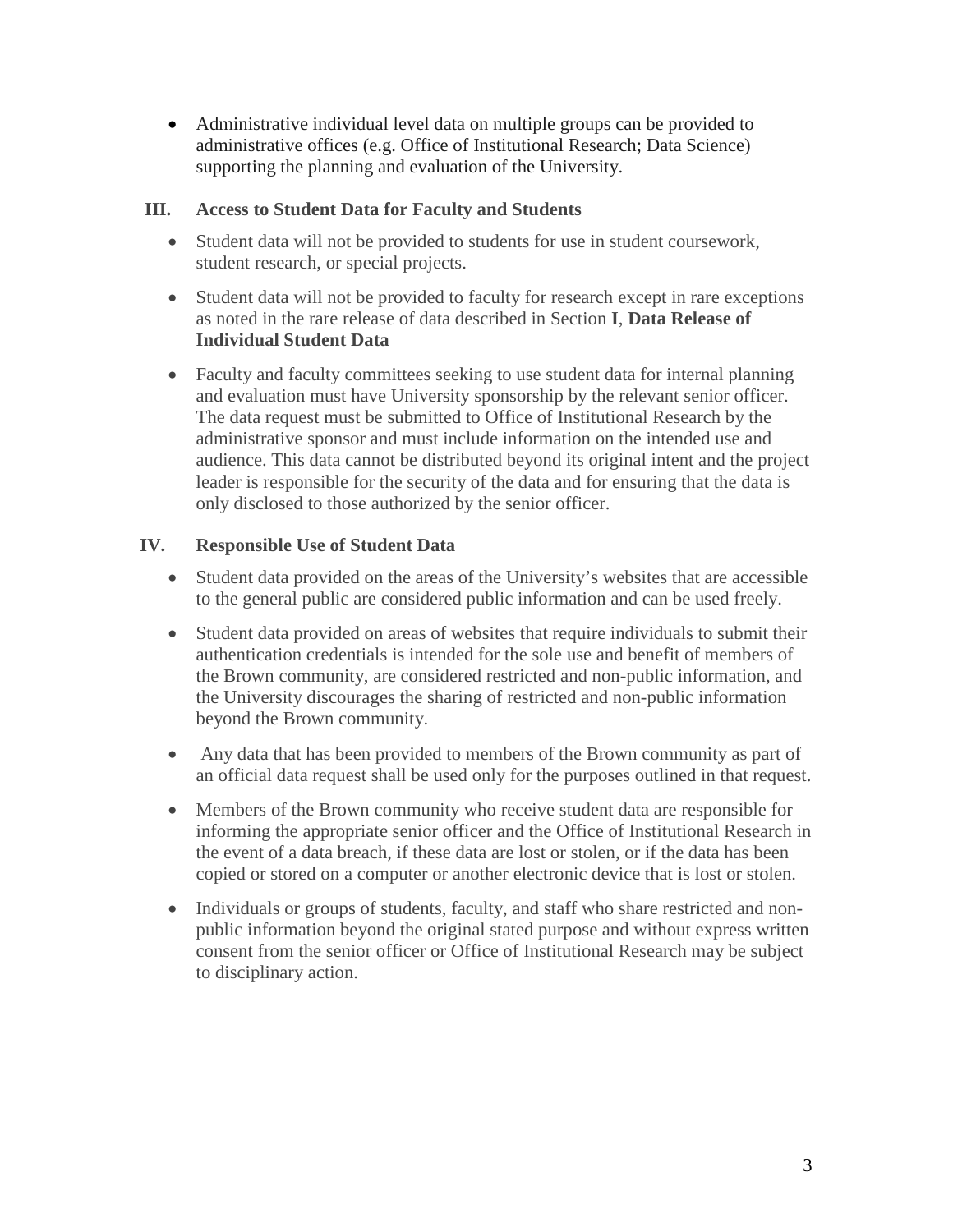- Administrative individual level data on multiple groups can be provided to administrative offices (e.g. Office of Institutional Research; Data Science) supporting the planning and evaluation of the University.

## III. Access to Student Data for Faculty and Students

- Student data will not be provided to students for use in student coursework, student research, or special projects.
- Student data will not be provided to faculty for research except in rare exceptions as noted in the rare release of data described in Section **I**, **Data Release of Individual Student Data**
- Faculty and faculty committees seeking to use student data for internal planning and evaluation must have University sponsorship by the relevant senior officer. The data request must be submitted to Office of Institutional Research by the administrative sponsor and must include information on the intended use and audience. This data cannot be distributed beyond its original intent and the project leader is responsible for the security of the data and for ensuring that the data is only disclosed to those authorized by the senior officer.

## IV. Responsible Use of Student Data

- Student data provided on the areas of the University's websites that are accessible to the general public are considered public information and can be used freely.
- Student data provided on areas of websites that require individuals to submit their authentication credentials is intended for the sole use and benefit of members of the Brown community, are considered restricted and non-public information, and the University discourages the sharing of restricted and non-public information beyond the Brown community.
- Any data that has been provided to members of the Brown community as part of an official data request shall be used only for the purposes outlined in that request.
- Members of the Brown community who receive student data are responsible for informing the appropriate senior officer and the Office of Institutional Research in the event of a data breach, if these data are lost or stolen, or if the data has been copied or stored on a computer or another electronic device that is lost or stolen.
- Individuals or groups of students, faculty, and staff who share restricted and non-public information beyond the original stated purpose and without express written consent from the senior officer or Office of Institutional Research may be subject to disciplinary action.